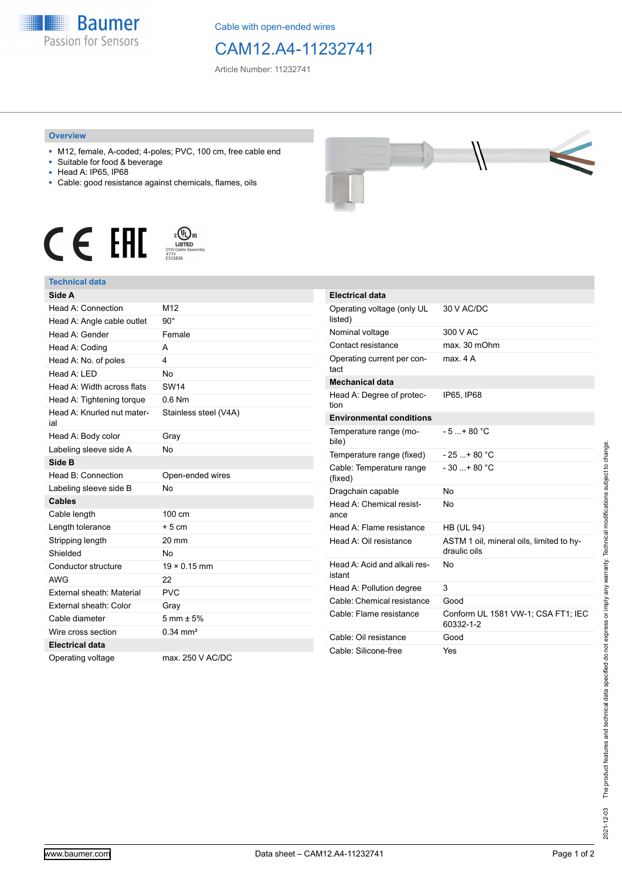Cable with open-ended wires

# CAM12.A4-11232741

Article Number: 11232741

## Overview

- M12, female, A-coded; 4-poles; PVC, 100 cm, free cable end
- Suitable for food & beverage
- Head A: IP65, IP68
- Cable: good resistance against chemicals, flames, oils

## Technical data

| Side A | |
|---|---|
| Head A: Connection | M12 |
| Head A: Angle cable outlet | 90° |
| Head A: Gender | Female |
| Head A: Coding | A |
| Head A: No. of poles | 4 |
| Head A: LED | No |
| Head A: Width across flats | SW14 |
| Head A: Tightening torque | 0.6 Nm |
| Head A: Knurled nut material | Stainless steel (V4A) |
| Head A: Body color | Gray |
| Labeling sleeve side A | No |

| Side B | |
|---|---|
| Head B: Connection | Open-ended wires |
| Labeling sleeve side B | No |

| Cables | |
|---|---|
| Cable length | 100 cm |
| Length tolerance | + 5 cm |
| Stripping length | 20 mm |
| Shielded | No |
| Conductor structure | 19 × 0.15 mm |
| AWG | 22 |
| External sheath: Material | PVC |
| External sheath: Color | Gray |
| Cable diameter | 5 mm ± 5% |
| Wire cross section | 0.34 mm² |

| Electrical data | |
|---|---|
| Operating voltage | max. 250 V AC/DC |
| Operating voltage (only UL listed) | 30 V AC/DC |
| Nominal voltage | 300 V AC |
| Contact resistance | max. 30 mOhm |
| Operating current per contact | max. 4 A |

| Mechanical data | |
|---|---|
| Head A: Degree of protection | IP65, IP68 |

| Environmental conditions | |
|---|---|
| Temperature range (mobile) | - 5 ...+ 80 °C |
| Temperature range (fixed) | - 25 ...+ 80 °C |
| Cable: Temperature range (fixed) | - 30 ...+ 80 °C |
| Dragchain capable | No |
| Head A: Chemical resistance | No |
| Head A: Flame resistance | HB (UL 94) |
| Head A: Oil resistance | ASTM 1 oil, mineral oils, limited to hydraulic oils |
| Head A: Acid and alkali resistant | No |
| Head A: Pollution degree | 3 |
| Cable: Chemical resistance | Good |
| Cable: Flame resistance | Conform UL 1581 VW-1; CSA FT1; IEC 60332-1-2 |
| Cable: Oil resistance | Good |
| Cable: Silicone-free | Yes |

2021-12-03 The product features and technical data specified do not express or imply any warranty. Technical modifications subject to change.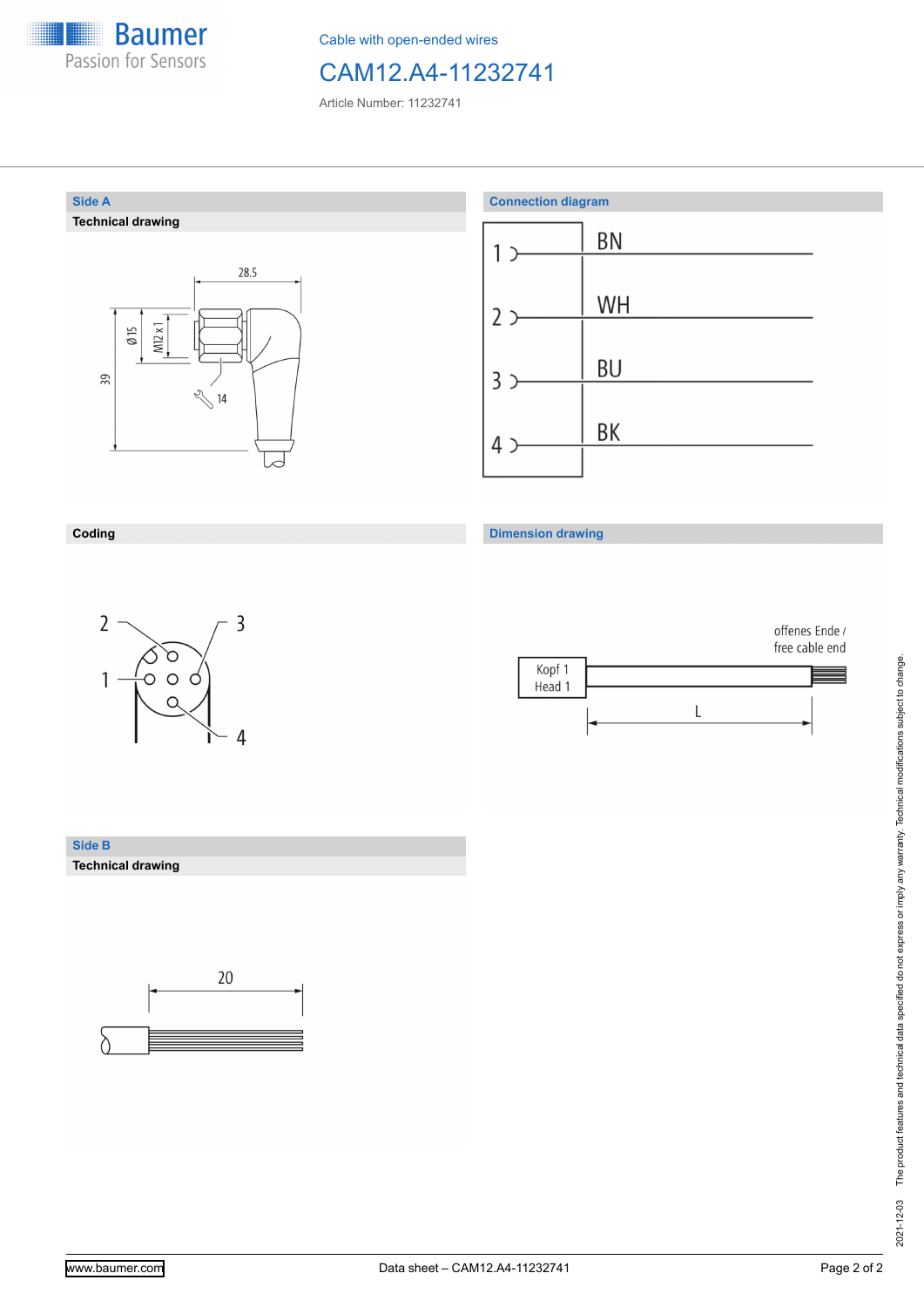Cable with open-ended wires

# CAM12.A4-11232741

Article Number: 11232741

## Side A

### Technical drawing

28.5

Ø 15

M12 x 1

39

14

## Connection diagram

1 BN

2 WH

3 BU

4 BK

### Coding

2

3

1

4

## Dimension drawing

offenes Ende / free cable end

Kopf 1 Head 1

L

## Side B

### Technical drawing

20

The product features and technical data specified do not express or imply any warranty. Technical modifications subject to change.

2021-12-03

www.baumer.com

Data sheet – CAM12.A4-11232741